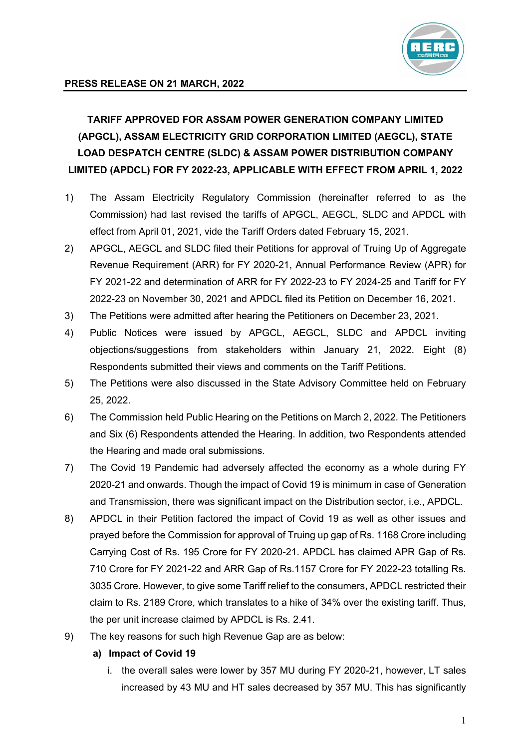**PRESS RELEASE ON 21 MARCH, 2022**

# TARIFF APPROVED FOR ASSAM POWER GENERATION COMPANY LIMITED (APGCL), ASSAM ELECTRICITY GRID CORPORATION LIMITED (AEGCL), STATE LOAD DESPATCH CENTRE (SLDC) & ASSAM POWER DISTRIBUTION COMPANY LIMITED (APDCL) FOR FY 2022-23, APPLICABLE WITH EFFECT FROM APRIL 1, 2022

1) The Assam Electricity Regulatory Commission (hereinafter referred to as the Commission) had last revised the tariffs of APGCL, AEGCL, SLDC and APDCL with effect from April 01, 2021, vide the Tariff Orders dated February 15, 2021.
2) APGCL, AEGCL and SLDC filed their Petitions for approval of Truing Up of Aggregate Revenue Requirement (ARR) for FY 2020-21, Annual Performance Review (APR) for FY 2021-22 and determination of ARR for FY 2022-23 to FY 2024-25 and Tariff for FY 2022-23 on November 30, 2021 and APDCL filed its Petition on December 16, 2021.
3) The Petitions were admitted after hearing the Petitioners on December 23, 2021.
4) Public Notices were issued by APGCL, AEGCL, SLDC and APDCL inviting objections/suggestions from stakeholders within January 21, 2022. Eight (8) Respondents submitted their views and comments on the Tariff Petitions.
5) The Petitions were also discussed in the State Advisory Committee held on February 25, 2022.
6) The Commission held Public Hearing on the Petitions on March 2, 2022. The Petitioners and Six (6) Respondents attended the Hearing. In addition, two Respondents attended the Hearing and made oral submissions.
7) The Covid 19 Pandemic had adversely affected the economy as a whole during FY 2020-21 and onwards. Though the impact of Covid 19 is minimum in case of Generation and Transmission, there was significant impact on the Distribution sector, i.e., APDCL.
8) APDCL in their Petition factored the impact of Covid 19 as well as other issues and prayed before the Commission for approval of Truing up gap of Rs. 1168 Crore including Carrying Cost of Rs. 195 Crore for FY 2020-21. APDCL has claimed APR Gap of Rs. 710 Crore for FY 2021-22 and ARR Gap of Rs.1157 Crore for FY 2022-23 totalling Rs. 3035 Crore. However, to give some Tariff relief to the consumers, APDCL restricted their claim to Rs. 2189 Crore, which translates to a hike of 34% over the existing tariff. Thus, the per unit increase claimed by APDCL is Rs. 2.41.
9) The key reasons for such high Revenue Gap are as below:

   **a) Impact of Covid 19**

   i. the overall sales were lower by 357 MU during FY 2020-21, however, LT sales increased by 43 MU and HT sales decreased by 357 MU. This has significantly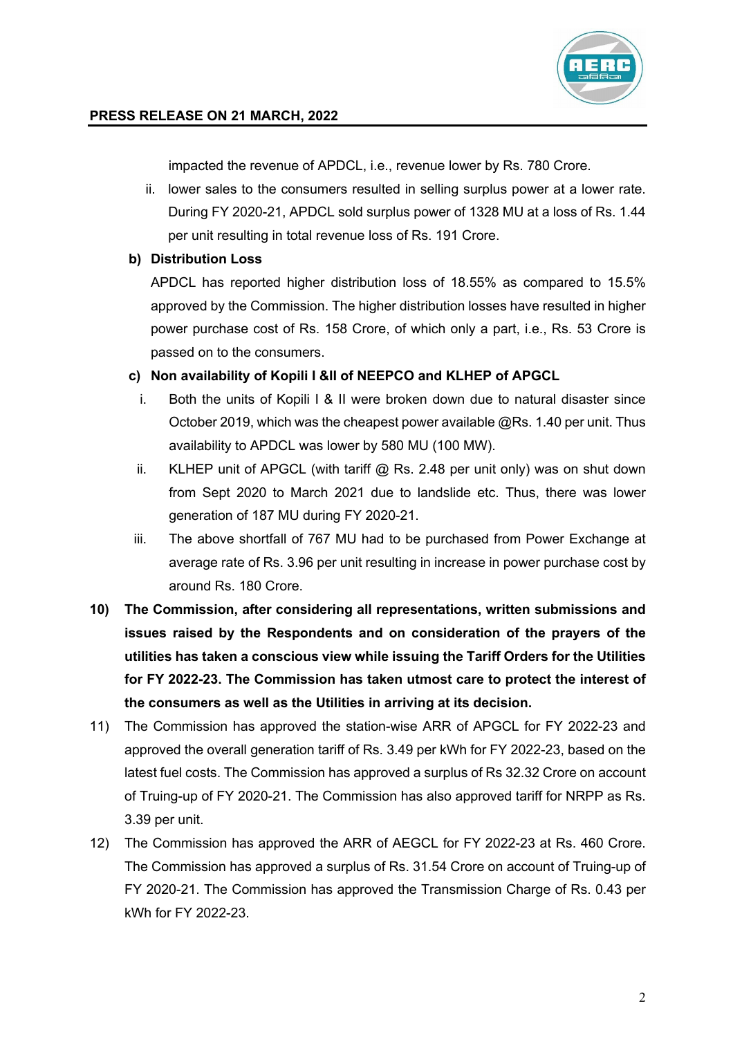impacted the revenue of APDCL, i.e., revenue lower by Rs. 780 Crore.

ii. lower sales to the consumers resulted in selling surplus power at a lower rate. During FY 2020-21, APDCL sold surplus power of 1328 MU at a loss of Rs. 1.44 per unit resulting in total revenue loss of Rs. 191 Crore.

**b) Distribution Loss**

APDCL has reported higher distribution loss of 18.55% as compared to 15.5% approved by the Commission. The higher distribution losses have resulted in higher power purchase cost of Rs. 158 Crore, of which only a part, i.e., Rs. 53 Crore is passed on to the consumers.

**c) Non availability of Kopili I &II of NEEPCO and KLHEP of APGCL**

i. Both the units of Kopili I & II were broken down due to natural disaster since October 2019, which was the cheapest power available @Rs. 1.40 per unit. Thus availability to APDCL was lower by 580 MU (100 MW).

ii. KLHEP unit of APGCL (with tariff @ Rs. 2.48 per unit only) was on shut down from Sept 2020 to March 2021 due to landslide etc. Thus, there was lower generation of 187 MU during FY 2020-21.

iii. The above shortfall of 767 MU had to be purchased from Power Exchange at average rate of Rs. 3.96 per unit resulting in increase in power purchase cost by around Rs. 180 Crore.

10) **The Commission, after considering all representations, written submissions and issues raised by the Respondents and on consideration of the prayers of the utilities has taken a conscious view while issuing the Tariff Orders for the Utilities for FY 2022-23. The Commission has taken utmost care to protect the interest of the consumers as well as the Utilities in arriving at its decision.**

11) The Commission has approved the station-wise ARR of APGCL for FY 2022-23 and approved the overall generation tariff of Rs. 3.49 per kWh for FY 2022-23, based on the latest fuel costs. The Commission has approved a surplus of Rs 32.32 Crore on account of Truing-up of FY 2020-21. The Commission has also approved tariff for NRPP as Rs. 3.39 per unit.

12) The Commission has approved the ARR of AEGCL for FY 2022-23 at Rs. 460 Crore. The Commission has approved a surplus of Rs. 31.54 Crore on account of Truing-up of FY 2020-21. The Commission has approved the Transmission Charge of Rs. 0.43 per kWh for FY 2022-23.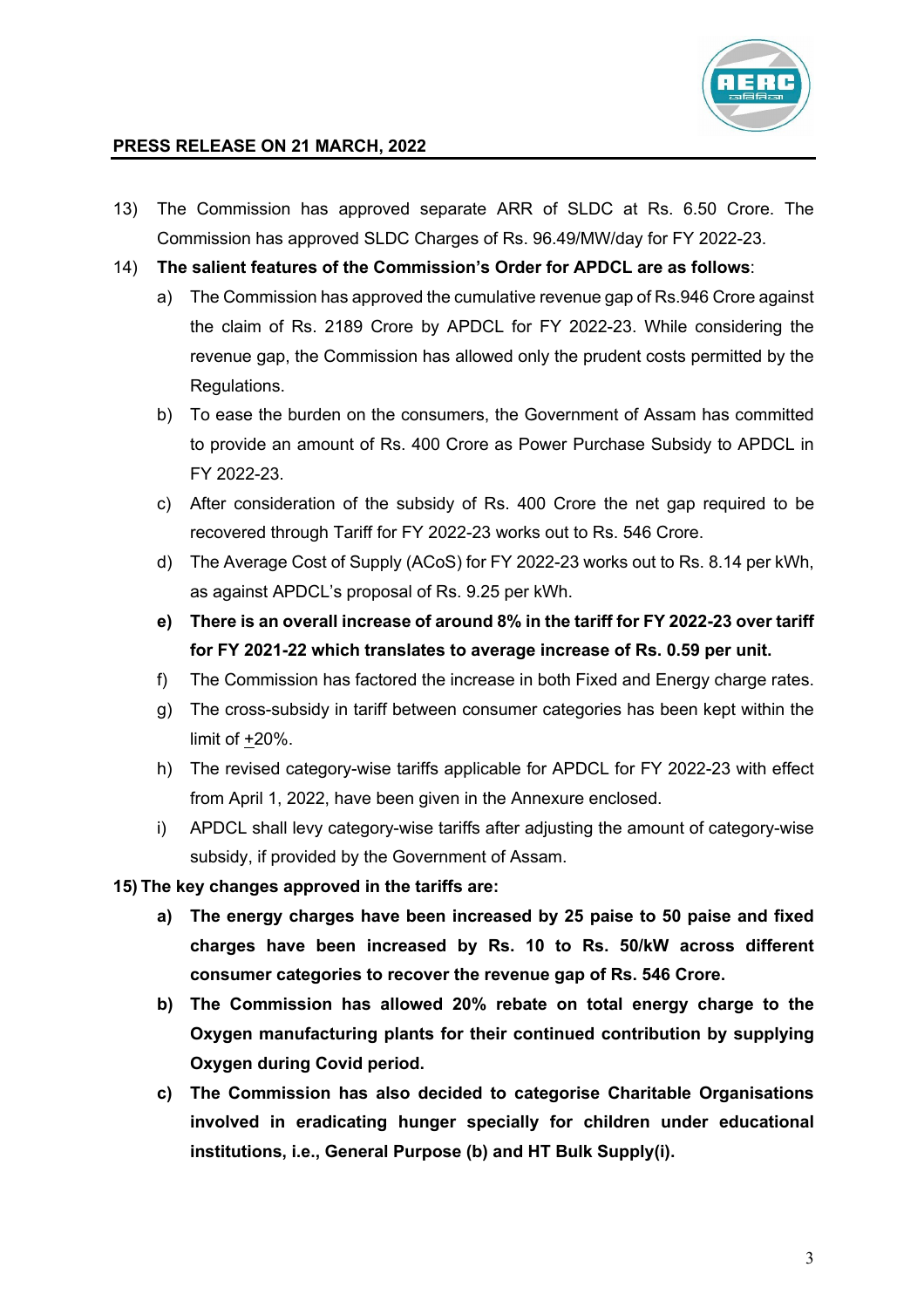13) The Commission has approved separate ARR of SLDC at Rs. 6.50 Crore. The Commission has approved SLDC Charges of Rs. 96.49/MW/day for FY 2022-23.

14) **The salient features of the Commission's Order for APDCL are as follows**:

   a) The Commission has approved the cumulative revenue gap of Rs.946 Crore against the claim of Rs. 2189 Crore by APDCL for FY 2022-23. While considering the revenue gap, the Commission has allowed only the prudent costs permitted by the Regulations.

   b) To ease the burden on the consumers, the Government of Assam has committed to provide an amount of Rs. 400 Crore as Power Purchase Subsidy to APDCL in FY 2022-23.

   c) After consideration of the subsidy of Rs. 400 Crore the net gap required to be recovered through Tariff for FY 2022-23 works out to Rs. 546 Crore.

   d) The Average Cost of Supply (ACoS) for FY 2022-23 works out to Rs. 8.14 per kWh, as against APDCL's proposal of Rs. 9.25 per kWh.

   e) **There is an overall increase of around 8% in the tariff for FY 2022-23 over tariff for FY 2021-22 which translates to average increase of Rs. 0.59 per unit.**

   f) The Commission has factored the increase in both Fixed and Energy charge rates.

   g) The cross-subsidy in tariff between consumer categories has been kept within the limit of ±20%.

   h) The revised category-wise tariffs applicable for APDCL for FY 2022-23 with effect from April 1, 2022, have been given in the Annexure enclosed.

   i) APDCL shall levy category-wise tariffs after adjusting the amount of category-wise subsidy, if provided by the Government of Assam.

**15) The key changes approved in the tariffs are:**

   **a) The energy charges have been increased by 25 paise to 50 paise and fixed charges have been increased by Rs. 10 to Rs. 50/kW across different consumer categories to recover the revenue gap of Rs. 546 Crore.**

   **b) The Commission has allowed 20% rebate on total energy charge to the Oxygen manufacturing plants for their continued contribution by supplying Oxygen during Covid period.**

   **c) The Commission has also decided to categorise Charitable Organisations involved in eradicating hunger specially for children under educational institutions, i.e., General Purpose (b) and HT Bulk Supply(i).**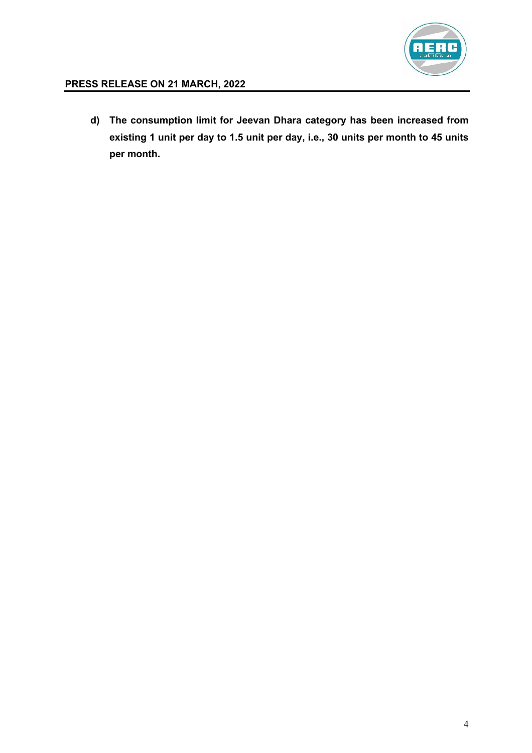d) **The consumption limit for Jeevan Dhara category has been increased from existing 1 unit per day to 1.5 unit per day, i.e., 30 units per month to 45 units per month.**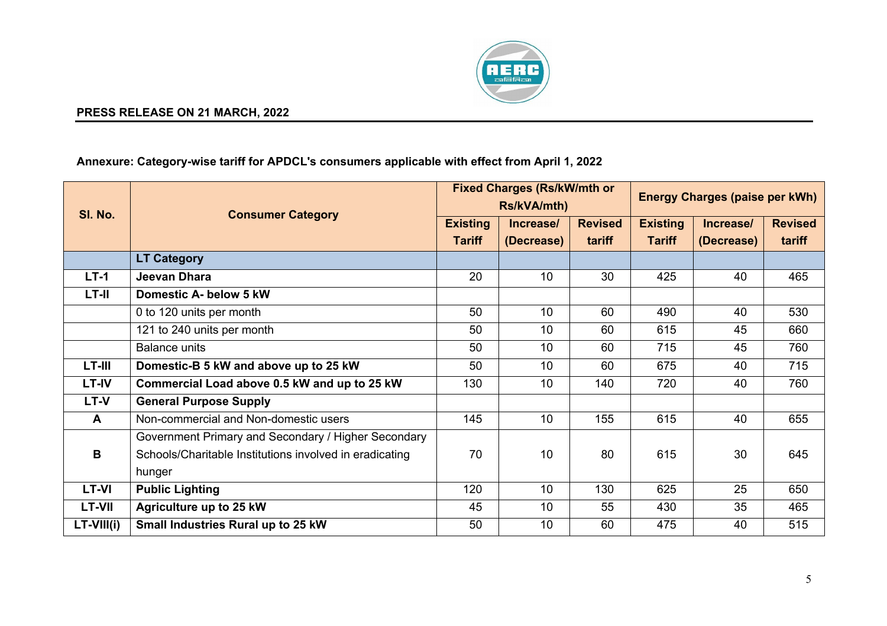**PRESS RELEASE ON 21 MARCH, 2022**

**Annexure: Category-wise tariff for APDCL's consumers applicable with effect from April 1, 2022**

| Sl. No. | Consumer Category | Fixed Charges (Rs/kW/mth or Rs/kVA/mth) | | | Energy Charges (paise per kWh) | | |
|---|---|---|---|---|---|---|---|
| | | Existing Tariff | Increase/ (Decrease) | Revised tariff | Existing Tariff | Increase/ (Decrease) | Revised tariff |
| | **LT Category** | | | | | | |
| **LT-1** | **Jeevan Dhara** | 20 | 10 | 30 | 425 | 40 | 465 |
| **LT-II** | **Domestic A- below 5 kW** | | | | | | |
| | 0 to 120 units per month | 50 | 10 | 60 | 490 | 40 | 530 |
| | 121 to 240 units per month | 50 | 10 | 60 | 615 | 45 | 660 |
| | Balance units | 50 | 10 | 60 | 715 | 45 | 760 |
| **LT-III** | **Domestic-B 5 kW and above up to 25 kW** | 50 | 10 | 60 | 675 | 40 | 715 |
| **LT-IV** | **Commercial Load above 0.5 kW and up to 25 kW** | 130 | 10 | 140 | 720 | 40 | 760 |
| **LT-V** | **General Purpose Supply** | | | | | | |
| **A** | Non-commercial and Non-domestic users | 145 | 10 | 155 | 615 | 40 | 655 |
| **B** | Government Primary and Secondary / Higher Secondary Schools/Charitable Institutions involved in eradicating hunger | 70 | 10 | 80 | 615 | 30 | 645 |
| **LT-VI** | **Public Lighting** | 120 | 10 | 130 | 625 | 25 | 650 |
| **LT-VII** | **Agriculture up to 25 kW** | 45 | 10 | 55 | 430 | 35 | 465 |
| **LT-VIII(i)** | **Small Industries Rural up to 25 kW** | 50 | 10 | 60 | 475 | 40 | 515 |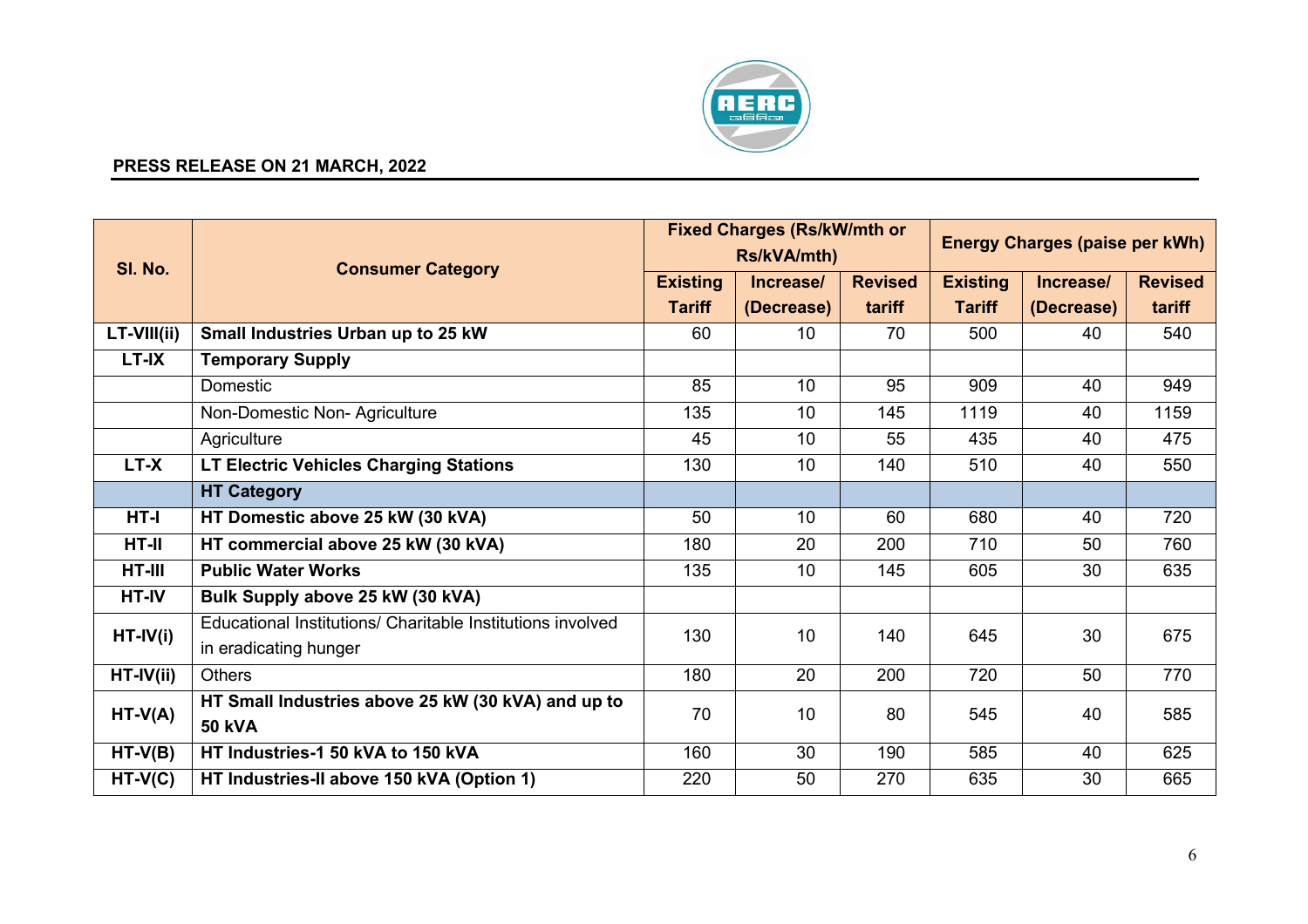**PRESS RELEASE ON 21 MARCH, 2022**

| Sl. No. | Consumer Category | Fixed Charges (Rs/kW/mth or Rs/kVA/mth) | | | Energy Charges (paise per kWh) | | |
|---|---|---|---|---|---|---|---|
| | | Existing Tariff | Increase/ (Decrease) | Revised tariff | Existing Tariff | Increase/ (Decrease) | Revised tariff |
| **LT-VIII(ii)** | **Small Industries Urban up to 25 kW** | 60 | 10 | 70 | 500 | 40 | 540 |
| **LT-IX** | **Temporary Supply** | | | | | | |
| | Domestic | 85 | 10 | 95 | 909 | 40 | 949 |
| | Non-Domestic Non- Agriculture | 135 | 10 | 145 | 1119 | 40 | 1159 |
| | Agriculture | 45 | 10 | 55 | 435 | 40 | 475 |
| **LT-X** | **LT Electric Vehicles Charging Stations** | 130 | 10 | 140 | 510 | 40 | 550 |
| | **HT Category** | | | | | | |
| **HT-I** | **HT Domestic above 25 kW (30 kVA)** | 50 | 10 | 60 | 680 | 40 | 720 |
| **HT-II** | **HT commercial above 25 kW (30 kVA)** | 180 | 20 | 200 | 710 | 50 | 760 |
| **HT-III** | **Public Water Works** | 135 | 10 | 145 | 605 | 30 | 635 |
| **HT-IV** | **Bulk Supply above 25 kW (30 kVA)** | | | | | | |
| **HT-IV(i)** | Educational Institutions/ Charitable Institutions involved in eradicating hunger | 130 | 10 | 140 | 645 | 30 | 675 |
| **HT-IV(ii)** | Others | 180 | 20 | 200 | 720 | 50 | 770 |
| **HT-V(A)** | **HT Small Industries above 25 kW (30 kVA) and up to 50 kVA** | 70 | 10 | 80 | 545 | 40 | 585 |
| **HT-V(B)** | **HT Industries-1 50 kVA to 150 kVA** | 160 | 30 | 190 | 585 | 40 | 625 |
| **HT-V(C)** | **HT Industries-II above 150 kVA (Option 1)** | 220 | 50 | 270 | 635 | 30 | 665 |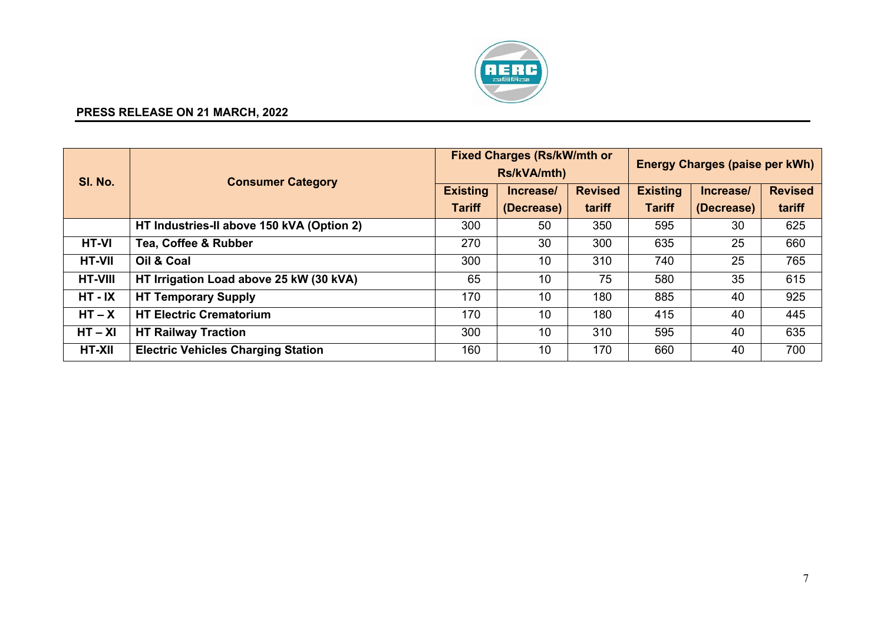**PRESS RELEASE ON 21 MARCH, 2022**

| Sl. No. | Consumer Category | Fixed Charges (Rs/kW/mth or Rs/kVA/mth) | | | Energy Charges (paise per kWh) | | |
|---|---|---|---|---|---|---|---|
| | | Existing Tariff | Increase/ (Decrease) | Revised tariff | Existing Tariff | Increase/ (Decrease) | Revised tariff |
| | **HT Industries-II above 150 kVA (Option 2)** | 300 | 50 | 350 | 595 | 30 | 625 |
| **HT-VI** | **Tea, Coffee & Rubber** | 270 | 30 | 300 | 635 | 25 | 660 |
| **HT-VII** | **Oil & Coal** | 300 | 10 | 310 | 740 | 25 | 765 |
| **HT-VIII** | **HT Irrigation Load above 25 kW (30 kVA)** | 65 | 10 | 75 | 580 | 35 | 615 |
| **HT - IX** | **HT Temporary Supply** | 170 | 10 | 180 | 885 | 40 | 925 |
| **HT – X** | **HT Electric Crematorium** | 170 | 10 | 180 | 415 | 40 | 445 |
| **HT – XI** | **HT Railway Traction** | 300 | 10 | 310 | 595 | 40 | 635 |
| **HT-XII** | **Electric Vehicles Charging Station** | 160 | 10 | 170 | 660 | 40 | 700 |